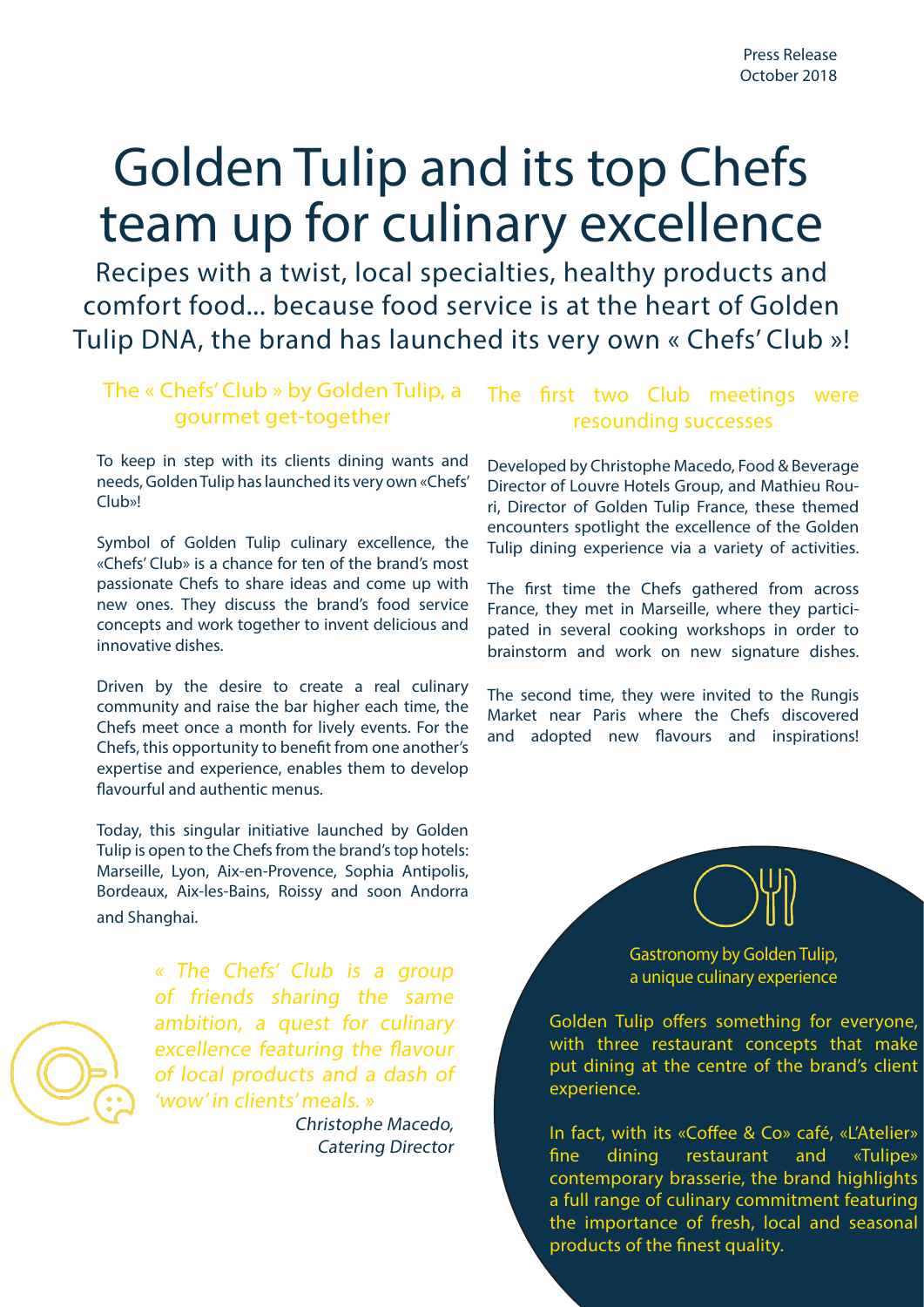Press Release
October 2018

# Golden Tulip and its top Chefs team up for culinary excellence

Recipes with a twist, local specialties, healthy products and comfort food... because food service is at the heart of Golden Tulip DNA, the brand has launched its very own « Chefs' Club »!

## The « Chefs' Club » by Golden Tulip, a gourmet get-together

To keep in step with its clients dining wants and needs, Golden Tulip has launched its very own «Chefs' Club»!

Symbol of Golden Tulip culinary excellence, the «Chefs' Club» is a chance for ten of the brand's most passionate Chefs to share ideas and come up with new ones. They discuss the brand's food service concepts and work together to invent delicious and innovative dishes.

Driven by the desire to create a real culinary community and raise the bar higher each time, the Chefs meet once a month for lively events. For the Chefs, this opportunity to benefit from one another's expertise and experience, enables them to develop flavourful and authentic menus.

Today, this singular initiative launched by Golden Tulip is open to the Chefs from the brand's top hotels: Marseille, Lyon, Aix-en-Provence, Sophia Antipolis, Bordeaux, Aix-les-Bains, Roissy and soon Andorra and Shanghai.

*« The Chefs' Club is a group of friends sharing the same ambition, a quest for culinary excellence featuring the flavour of local products and a dash of 'wow' in clients' meals. »*

*Christophe Macedo, Catering Director*

## The first two Club meetings were resounding successes

Developed by Christophe Macedo, Food & Beverage Director of Louvre Hotels Group, and Mathieu Rouri, Director of Golden Tulip France, these themed encounters spotlight the excellence of the Golden Tulip dining experience via a variety of activities.

The first time the Chefs gathered from across France, they met in Marseille, where they participated in several cooking workshops in order to brainstorm and work on new signature dishes.

The second time, they were invited to the Rungis Market near Paris where the Chefs discovered and adopted new flavours and inspirations!

### Gastronomy by Golden Tulip, a unique culinary experience

Golden Tulip offers something for everyone, with three restaurant concepts that make put dining at the centre of the brand's client experience.

In fact, with its «Coffee & Co» café, «L'Atelier» fine dining restaurant and «Tulipe» contemporary brasserie, the brand highlights a full range of culinary commitment featuring the importance of fresh, local and seasonal products of the finest quality.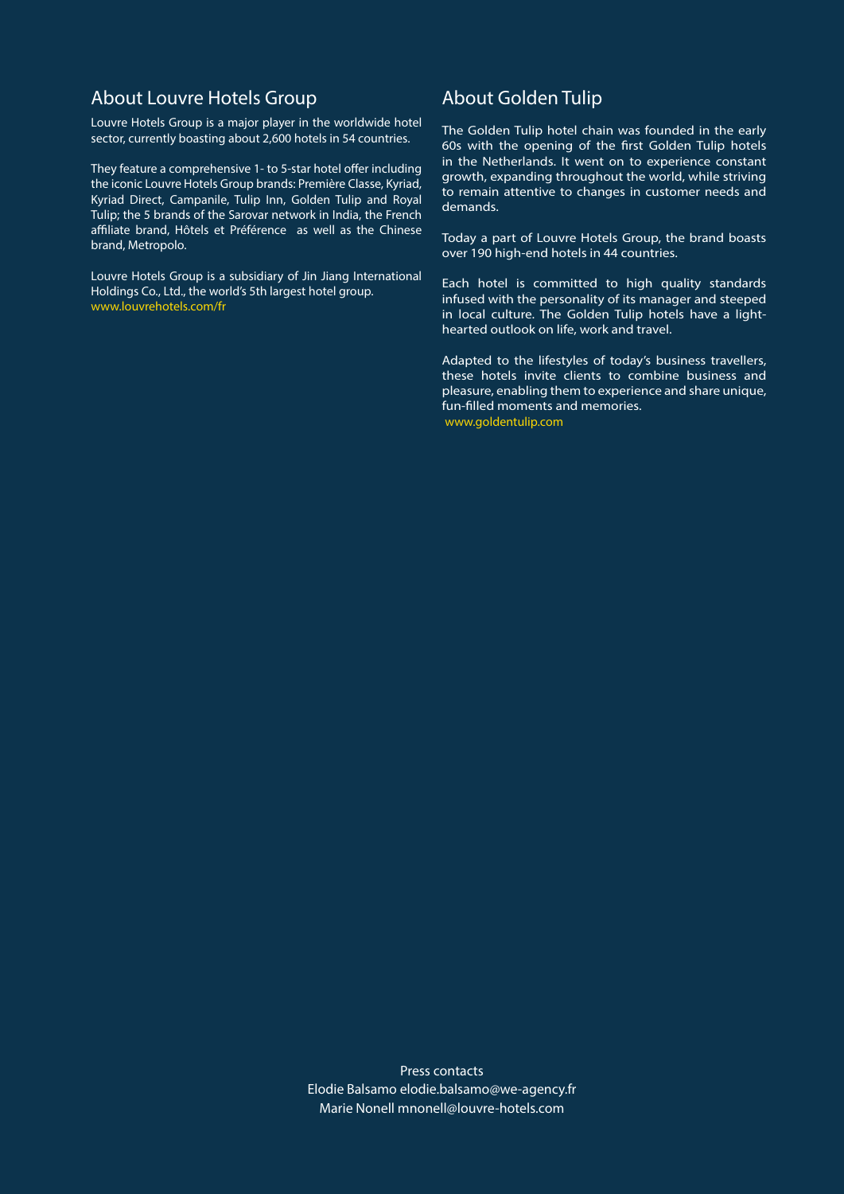## About Louvre Hotels Group

Louvre Hotels Group is a major player in the worldwide hotel sector, currently boasting about 2,600 hotels in 54 countries.

They feature a comprehensive 1- to 5-star hotel offer including the iconic Louvre Hotels Group brands: Première Classe, Kyriad, Kyriad Direct, Campanile, Tulip Inn, Golden Tulip and Royal Tulip; the 5 brands of the Sarovar network in India, the French affiliate brand, Hôtels et Préférence as well as the Chinese brand, Metropolo.

Louvre Hotels Group is a subsidiary of Jin Jiang International Holdings Co., Ltd., the world's 5th largest hotel group.
www.louvrehotels.com/fr

## About Golden Tulip

The Golden Tulip hotel chain was founded in the early 60s with the opening of the first Golden Tulip hotels in the Netherlands. It went on to experience constant growth, expanding throughout the world, while striving to remain attentive to changes in customer needs and demands.

Today a part of Louvre Hotels Group, the brand boasts over 190 high-end hotels in 44 countries.

Each hotel is committed to high quality standards infused with the personality of its manager and steeped in local culture. The Golden Tulip hotels have a light-hearted outlook on life, work and travel.

Adapted to the lifestyles of today's business travellers, these hotels invite clients to combine business and pleasure, enabling them to experience and share unique, fun-filled moments and memories.
www.goldentulip.com

Press contacts
Elodie Balsamo elodie.balsamo@we-agency.fr
Marie Nonell mnonell@louvre-hotels.com